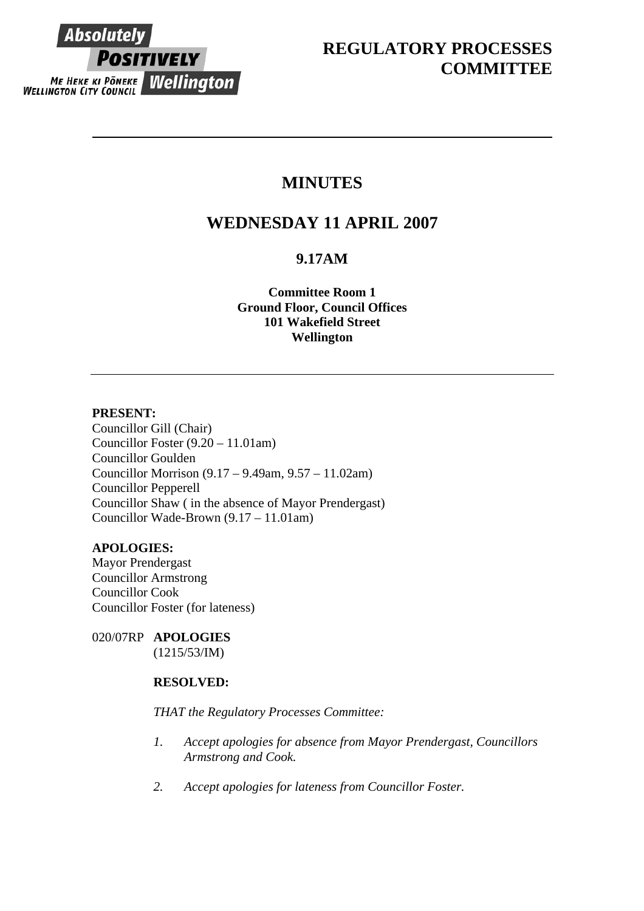Absolutely POSITIVELY Wellington
ME HEKE KI PŌNEKE
WELLINGTON CITY COUNCIL

# REGULATORY PROCESSES COMMITTEE

---

# MINUTES

## WEDNESDAY 11 APRIL 2007

### 9.17AM

**Committee Room 1**
**Ground Floor, Council Offices**
**101 Wakefield Street**
**Wellington**

---

**PRESENT:**
Councillor Gill (Chair)
Councillor Foster (9.20 – 11.01am)
Councillor Goulden
Councillor Morrison (9.17 – 9.49am, 9.57 – 11.02am)
Councillor Pepperell
Councillor Shaw ( in the absence of Mayor Prendergast)
Councillor Wade-Brown (9.17 – 11.01am)

**APOLOGIES:**
Mayor Prendergast
Councillor Armstrong
Councillor Cook
Councillor Foster (for lateness)

020/07RP **APOLOGIES**
(1215/53/IM)

**RESOLVED:**

*THAT the Regulatory Processes Committee:*

1. *Accept apologies for absence from Mayor Prendergast, Councillors Armstrong and Cook.*

2. *Accept apologies for lateness from Councillor Foster.*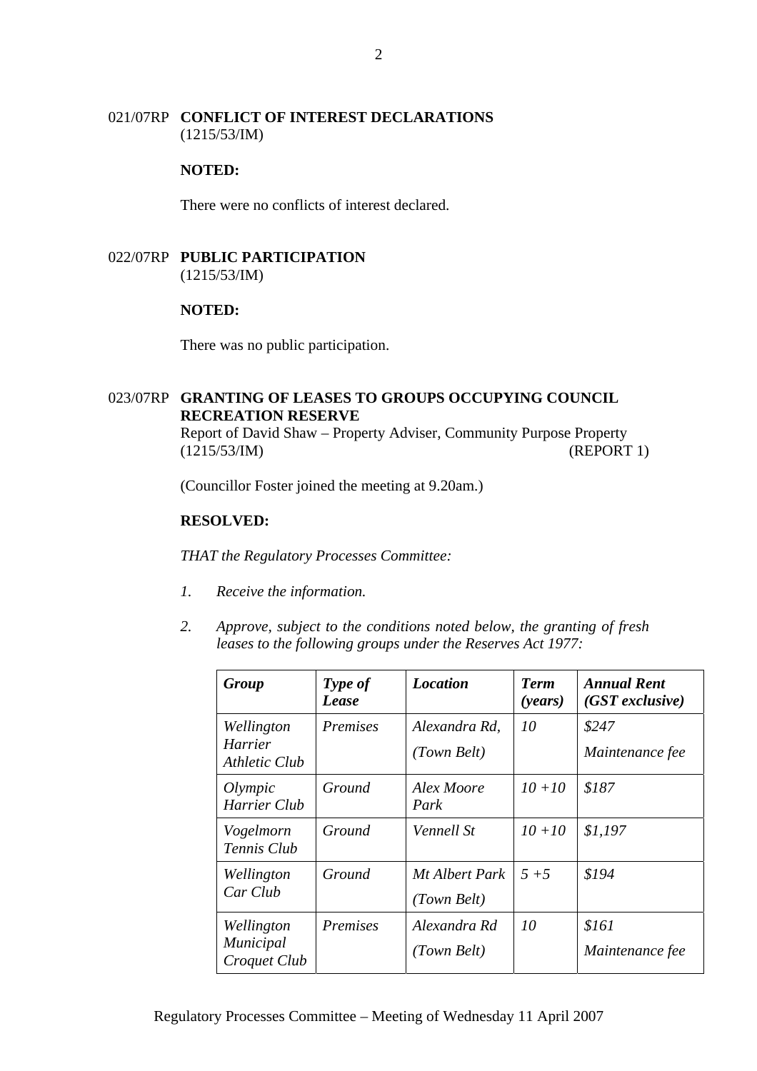021/07RP **CONFLICT OF INTEREST DECLARATIONS**
(1215/53/IM)

**NOTED:**

There were no conflicts of interest declared.

022/07RP **PUBLIC PARTICIPATION**
(1215/53/IM)

**NOTED:**

There was no public participation.

023/07RP **GRANTING OF LEASES TO GROUPS OCCUPYING COUNCIL RECREATION RESERVE**
Report of David Shaw – Property Adviser, Community Purpose Property
(1215/53/IM) (REPORT 1)

(Councillor Foster joined the meeting at 9.20am.)

**RESOLVED:**

*THAT the Regulatory Processes Committee:*

1. *Receive the information.*

2. *Approve, subject to the conditions noted below, the granting of fresh leases to the following groups under the Reserves Act 1977:*

| ***Group*** | ***Type of Lease*** | ***Location*** | ***Term (years)*** | ***Annual Rent (GST exclusive)*** |
|---|---|---|---|---|
| *Wellington Harrier Athletic Club* | *Premises* | *Alexandra Rd, (Town Belt)* | *10* | *$247 Maintenance fee* |
| *Olympic Harrier Club* | *Ground* | *Alex Moore Park* | *10 +10* | *$187* |
| *Vogelmorn Tennis Club* | *Ground* | *Vennell St* | *10 +10* | *$1,197* |
| *Wellington Car Club* | *Ground* | *Mt Albert Park (Town Belt)* | *5 +5* | *$194* |
| *Wellington Municipal Croquet Club* | *Premises* | *Alexandra Rd (Town Belt)* | *10* | *$161 Maintenance fee* |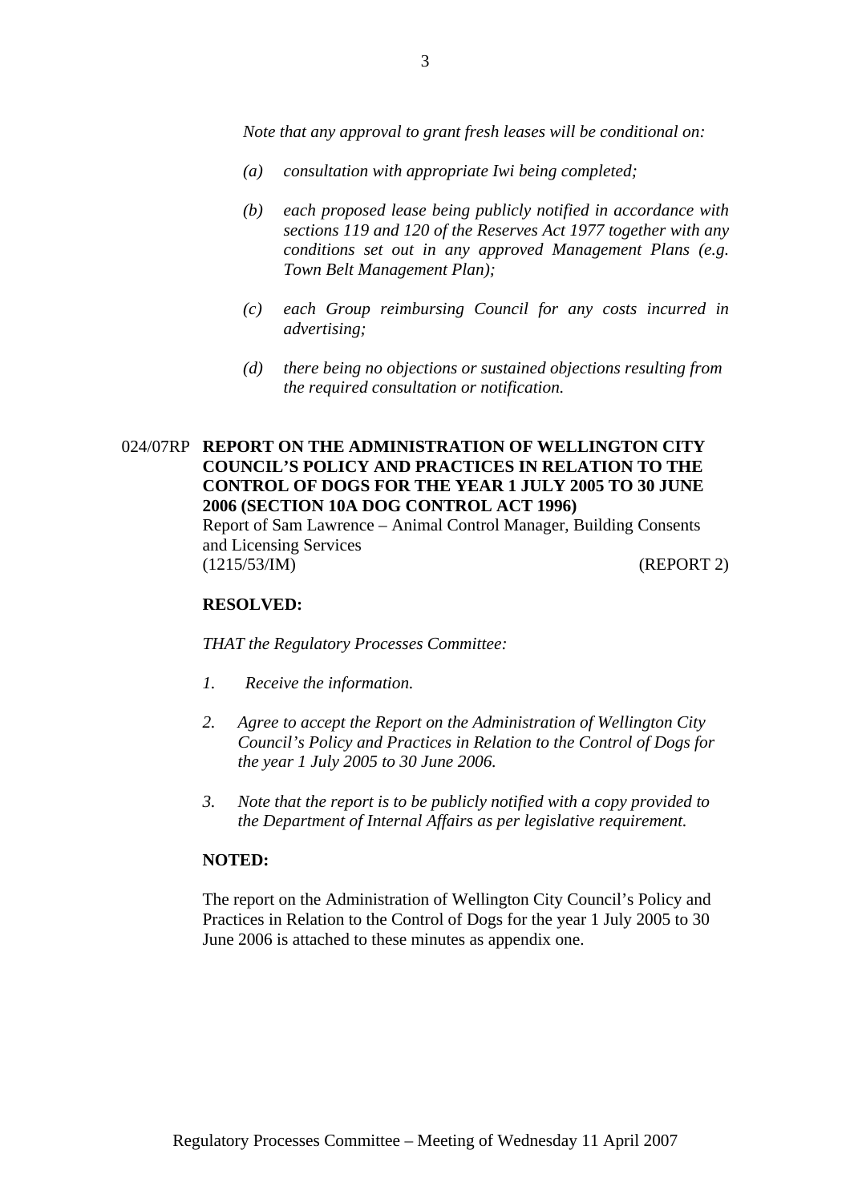*Note that any approval to grant fresh leases will be conditional on:*

*(a) consultation with appropriate Iwi being completed;*

*(b) each proposed lease being publicly notified in accordance with sections 119 and 120 of the Reserves Act 1977 together with any conditions set out in any approved Management Plans (e.g. Town Belt Management Plan);*

*(c) each Group reimbursing Council for any costs incurred in advertising;*

*(d) there being no objections or sustained objections resulting from the required consultation or notification.*

024/07RP **REPORT ON THE ADMINISTRATION OF WELLINGTON CITY COUNCIL'S POLICY AND PRACTICES IN RELATION TO THE CONTROL OF DOGS FOR THE YEAR 1 JULY 2005 TO 30 JUNE 2006 (SECTION 10A DOG CONTROL ACT 1996)**

Report of Sam Lawrence – Animal Control Manager, Building Consents and Licensing Services

(1215/53/IM) (REPORT 2)

**RESOLVED:**

*THAT the Regulatory Processes Committee:*

*1. Receive the information.*

*2. Agree to accept the Report on the Administration of Wellington City Council's Policy and Practices in Relation to the Control of Dogs for the year 1 July 2005 to 30 June 2006.*

*3. Note that the report is to be publicly notified with a copy provided to the Department of Internal Affairs as per legislative requirement.*

**NOTED:**

The report on the Administration of Wellington City Council's Policy and Practices in Relation to the Control of Dogs for the year 1 July 2005 to 30 June 2006 is attached to these minutes as appendix one.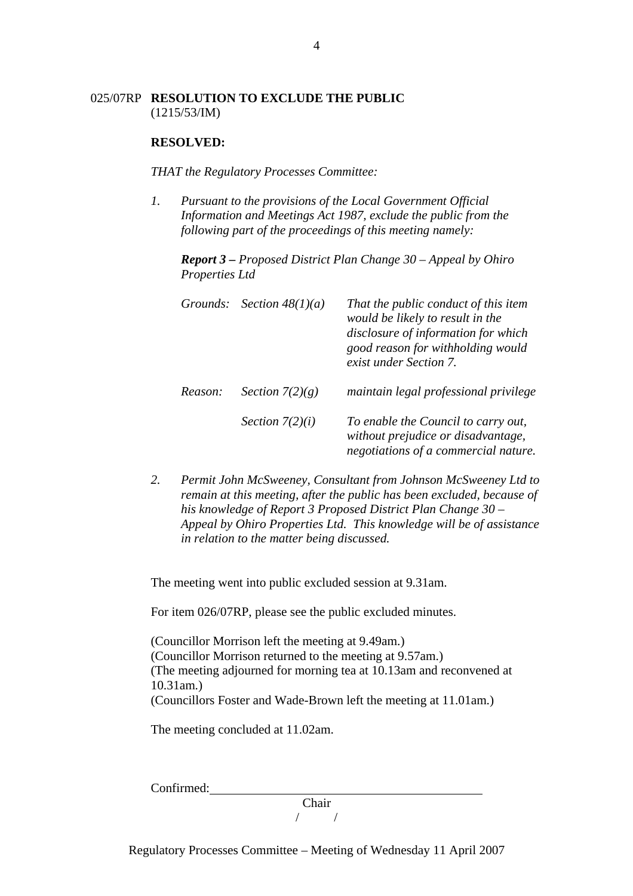025/07RP **RESOLUTION TO EXCLUDE THE PUBLIC**
(1215/53/IM)

**RESOLVED:**

*THAT the Regulatory Processes Committee:*

1. *Pursuant to the provisions of the Local Government Official Information and Meetings Act 1987, exclude the public from the following part of the proceedings of this meeting namely:*

   ***Report 3 –** Proposed District Plan Change 30 – Appeal by Ohiro Properties Ltd*

   | | | |
   |---|---|---|
   | *Grounds:* | *Section 48(1)(a)* | *That the public conduct of this item would be likely to result in the disclosure of information for which good reason for withholding would exist under Section 7.* |
   | *Reason:* | *Section 7(2)(g)* | *maintain legal professional privilege* |
   | | *Section 7(2)(i)* | *To enable the Council to carry out, without prejudice or disadvantage, negotiations of a commercial nature.* |

2. *Permit John McSweeney, Consultant from Johnson McSweeney Ltd to remain at this meeting, after the public has been excluded, because of his knowledge of Report 3 Proposed District Plan Change 30 – Appeal by Ohiro Properties Ltd. This knowledge will be of assistance in relation to the matter being discussed.*

The meeting went into public excluded session at 9.31am.

For item 026/07RP, please see the public excluded minutes.

(Councillor Morrison left the meeting at 9.49am.)
(Councillor Morrison returned to the meeting at 9.57am.)
(The meeting adjourned for morning tea at 10.13am and reconvened at 10.31am.)
(Councillors Foster and Wade-Brown left the meeting at 11.01am.)

The meeting concluded at 11.02am.

Confirmed:\_\_\_\_\_\_\_\_\_\_\_\_\_\_\_\_\_\_\_\_\_\_\_\_\_\_\_\_\_\_\_\_\_\_\_\_\_\_\_\_

Chair

/ /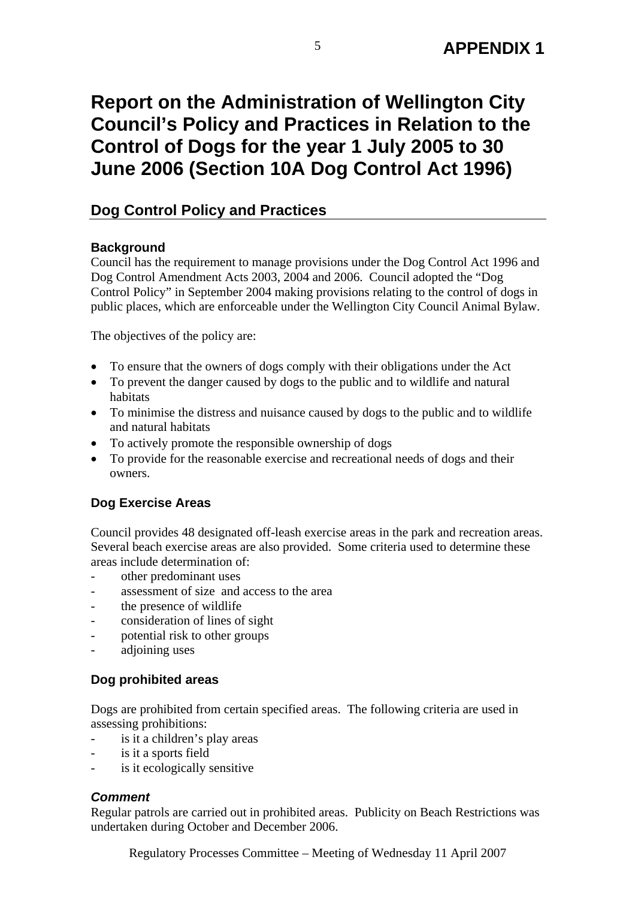**APPENDIX 1**

# Report on the Administration of Wellington City Council's Policy and Practices in Relation to the Control of Dogs for the year 1 July 2005 to 30 June 2006 (Section 10A Dog Control Act 1996)

## Dog Control Policy and Practices

### Background

Council has the requirement to manage provisions under the Dog Control Act 1996 and Dog Control Amendment Acts 2003, 2004 and 2006. Council adopted the "Dog Control Policy" in September 2004 making provisions relating to the control of dogs in public places, which are enforceable under the Wellington City Council Animal Bylaw.

The objectives of the policy are:

- To ensure that the owners of dogs comply with their obligations under the Act
- To prevent the danger caused by dogs to the public and to wildlife and natural habitats
- To minimise the distress and nuisance caused by dogs to the public and to wildlife and natural habitats
- To actively promote the responsible ownership of dogs
- To provide for the reasonable exercise and recreational needs of dogs and their owners.

### Dog Exercise Areas

Council provides 48 designated off-leash exercise areas in the park and recreation areas. Several beach exercise areas are also provided. Some criteria used to determine these areas include determination of:

- other predominant uses
- assessment of size and access to the area
- the presence of wildlife
- consideration of lines of sight
- potential risk to other groups
- adjoining uses

### Dog prohibited areas

Dogs are prohibited from certain specified areas. The following criteria are used in assessing prohibitions:

- is it a children's play areas
- is it a sports field
- is it ecologically sensitive

#### *Comment*

Regular patrols are carried out in prohibited areas. Publicity on Beach Restrictions was undertaken during October and December 2006.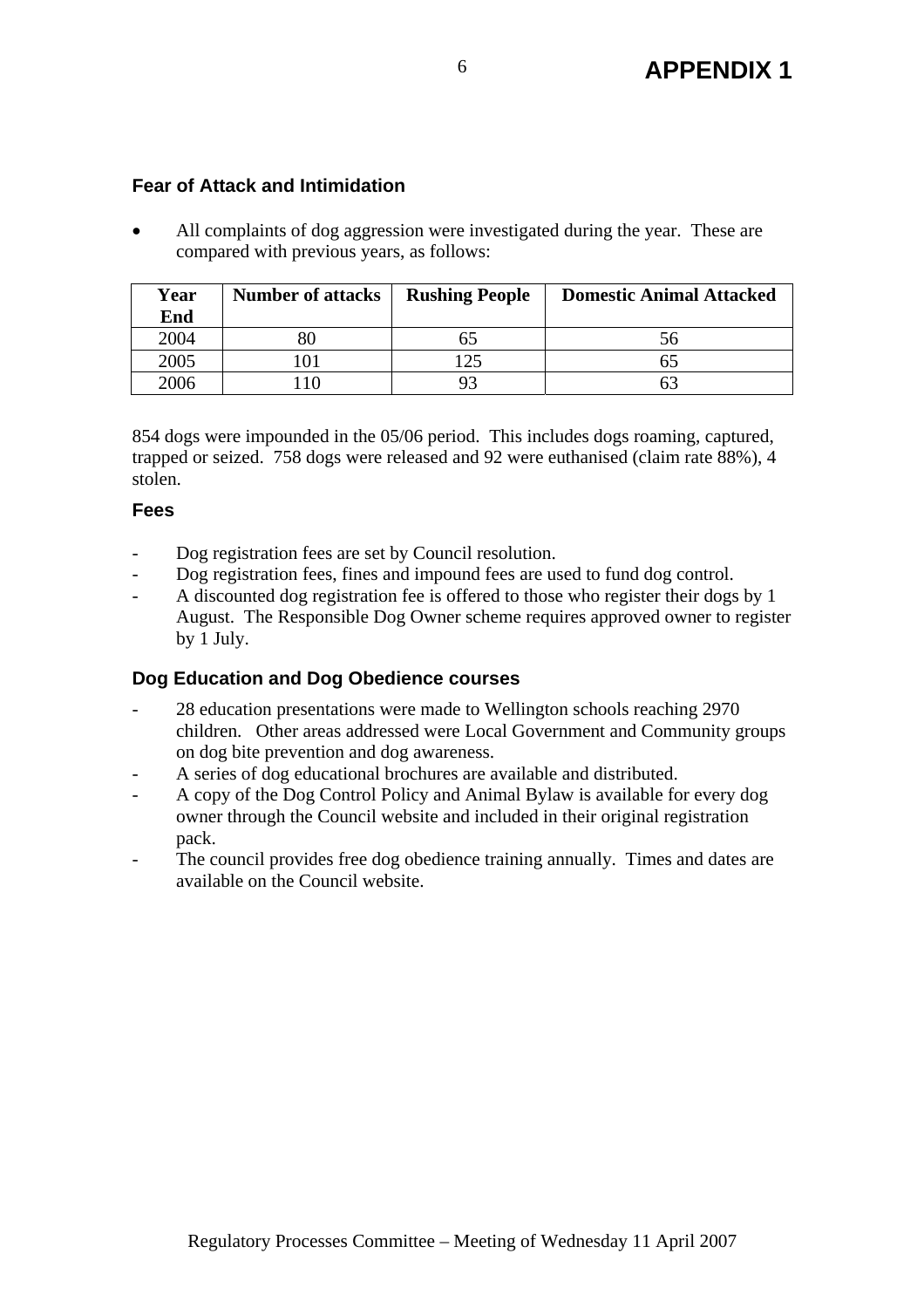# APPENDIX 1

## Fear of Attack and Intimidation

- All complaints of dog aggression were investigated during the year. These are compared with previous years, as follows:

| Year End | Number of attacks | Rushing People | Domestic Animal Attacked |
|---|---|---|---|
| 2004 | 80 | 65 | 56 |
| 2005 | 101 | 125 | 65 |
| 2006 | 110 | 93 | 63 |

854 dogs were impounded in the 05/06 period. This includes dogs roaming, captured, trapped or seized. 758 dogs were released and 92 were euthanised (claim rate 88%), 4 stolen.

## Fees

- Dog registration fees are set by Council resolution.
- Dog registration fees, fines and impound fees are used to fund dog control.
- A discounted dog registration fee is offered to those who register their dogs by 1 August. The Responsible Dog Owner scheme requires approved owner to register by 1 July.

## Dog Education and Dog Obedience courses

- 28 education presentations were made to Wellington schools reaching 2970 children. Other areas addressed were Local Government and Community groups on dog bite prevention and dog awareness.
- A series of dog educational brochures are available and distributed.
- A copy of the Dog Control Policy and Animal Bylaw is available for every dog owner through the Council website and included in their original registration pack.
- The council provides free dog obedience training annually. Times and dates are available on the Council website.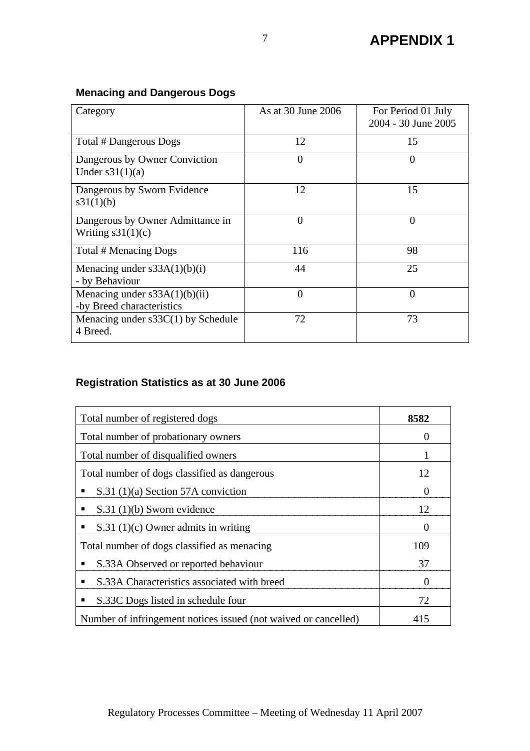# APPENDIX 1

### Menacing and Dangerous Dogs

| Category | As at 30 June 2006 | For Period 01 July 2004 - 30 June 2005 |
|---|---|---|
| Total # Dangerous Dogs | 12 | 15 |
| Dangerous by Owner Conviction Under s31(1)(a) | 0 | 0 |
| Dangerous by Sworn Evidence s31(1)(b) | 12 | 15 |
| Dangerous by Owner Admittance in Writing s31(1)(c) | 0 | 0 |
| Total # Menacing Dogs | 116 | 98 |
| Menacing under s33A(1)(b)(i) - by Behaviour | 44 | 25 |
| Menacing under s33A(1)(b)(ii) -by Breed characteristics | 0 | 0 |
| Menacing under s33C(1) by Schedule 4 Breed. | 72 | 73 |

### Registration Statistics as at 30 June 2006

| | |
|---|---|
| Total number of registered dogs | **8582** |
| Total number of probationary owners | 0 |
| Total number of disqualified owners | 1 |
| Total number of dogs classified as dangerous | 12 |
| ▪ S.31 (1)(a) Section 57A conviction | 0 |
| ▪ S.31 (1)(b) Sworn evidence | 12 |
| ▪ S.31 (1)(c) Owner admits in writing | 0 |
| Total number of dogs classified as menacing | 109 |
| ▪ S.33A Observed or reported behaviour | 37 |
| ▪ S.33A Characteristics associated with breed | 0 |
| ▪ S.33C Dogs listed in schedule four | 72 |
| Number of infringement notices issued (not waived or cancelled) | 415 |

Regulatory Processes Committee – Meeting of Wednesday 11 April 2007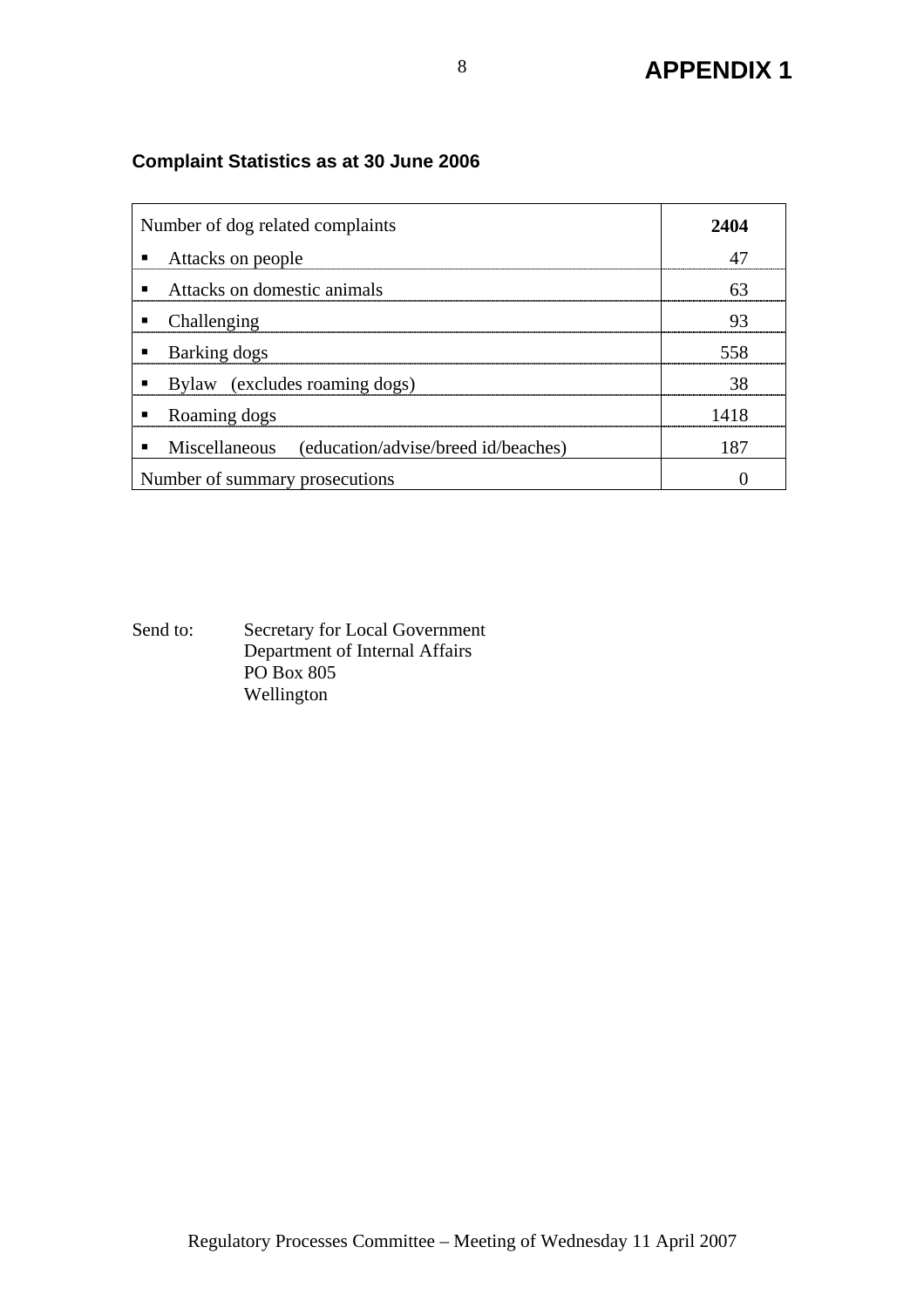# APPENDIX 1

### Complaint Statistics as at 30 June 2006

| | |
|---|---|
| Number of dog related complaints | **2404** |
| ▪ Attacks on people | 47 |
| ▪ Attacks on domestic animals | 63 |
| ▪ Challenging | 93 |
| ▪ Barking dogs | 558 |
| ▪ Bylaw (excludes roaming dogs) | 38 |
| ▪ Roaming dogs | 1418 |
| ▪ Miscellaneous (education/advise/breed id/beaches) | 187 |
| Number of summary prosecutions | 0 |

Send to: Secretary for Local Government
Department of Internal Affairs
PO Box 805
Wellington